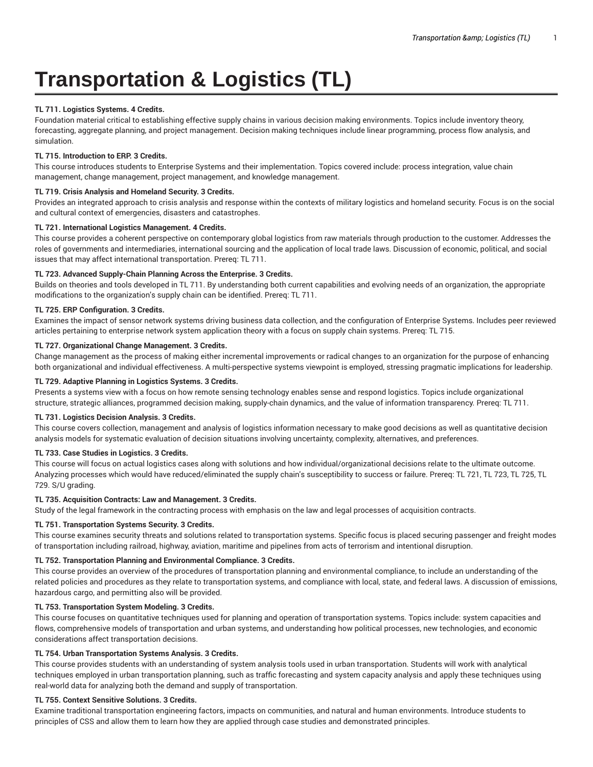# Transportation & Logistics (TL)

**TL 711. Logistics Systems. 4 Credits.**
Foundation material critical to establishing effective supply chains in various decision making environments. Topics include inventory theory, forecasting, aggregate planning, and project management. Decision making techniques include linear programming, process flow analysis, and simulation.

**TL 715. Introduction to ERP. 3 Credits.**
This course introduces students to Enterprise Systems and their implementation. Topics covered include: process integration, value chain management, change management, project management, and knowledge management.

**TL 719. Crisis Analysis and Homeland Security. 3 Credits.**
Provides an integrated approach to crisis analysis and response within the contexts of military logistics and homeland security. Focus is on the social and cultural context of emergencies, disasters and catastrophes.

**TL 721. International Logistics Management. 4 Credits.**
This course provides a coherent perspective on contemporary global logistics from raw materials through production to the customer. Addresses the roles of governments and intermediaries, international sourcing and the application of local trade laws. Discussion of economic, political, and social issues that may affect international transportation. Prereq: TL 711.

**TL 723. Advanced Supply-Chain Planning Across the Enterprise. 3 Credits.**
Builds on theories and tools developed in TL 711. By understanding both current capabilities and evolving needs of an organization, the appropriate modifications to the organization's supply chain can be identified. Prereq: TL 711.

**TL 725. ERP Configuration. 3 Credits.**
Examines the impact of sensor network systems driving business data collection, and the configuration of Enterprise Systems. Includes peer reviewed articles pertaining to enterprise network system application theory with a focus on supply chain systems. Prereq: TL 715.

**TL 727. Organizational Change Management. 3 Credits.**
Change management as the process of making either incremental improvements or radical changes to an organization for the purpose of enhancing both organizational and individual effectiveness. A multi-perspective systems viewpoint is employed, stressing pragmatic implications for leadership.

**TL 729. Adaptive Planning in Logistics Systems. 3 Credits.**
Presents a systems view with a focus on how remote sensing technology enables sense and respond logistics. Topics include organizational structure, strategic alliances, programmed decision making, supply-chain dynamics, and the value of information transparency. Prereq: TL 711.

**TL 731. Logistics Decision Analysis. 3 Credits.**
This course covers collection, management and analysis of logistics information necessary to make good decisions as well as quantitative decision analysis models for systematic evaluation of decision situations involving uncertainty, complexity, alternatives, and preferences.

**TL 733. Case Studies in Logistics. 3 Credits.**
This course will focus on actual logistics cases along with solutions and how individual/organizational decisions relate to the ultimate outcome. Analyzing processes which would have reduced/eliminated the supply chain's susceptibility to success or failure. Prereq: TL 721, TL 723, TL 725, TL 729. S/U grading.

**TL 735. Acquisition Contracts: Law and Management. 3 Credits.**
Study of the legal framework in the contracting process with emphasis on the law and legal processes of acquisition contracts.

**TL 751. Transportation Systems Security. 3 Credits.**
This course examines security threats and solutions related to transportation systems. Specific focus is placed securing passenger and freight modes of transportation including railroad, highway, aviation, maritime and pipelines from acts of terrorism and intentional disruption.

**TL 752. Transportation Planning and Environmental Compliance. 3 Credits.**
This course provides an overview of the procedures of transportation planning and environmental compliance, to include an understanding of the related policies and procedures as they relate to transportation systems, and compliance with local, state, and federal laws. A discussion of emissions, hazardous cargo, and permitting also will be provided.

**TL 753. Transportation System Modeling. 3 Credits.**
This course focuses on quantitative techniques used for planning and operation of transportation systems. Topics include: system capacities and flows, comprehensive models of transportation and urban systems, and understanding how political processes, new technologies, and economic considerations affect transportation decisions.

**TL 754. Urban Transportation Systems Analysis. 3 Credits.**
This course provides students with an understanding of system analysis tools used in urban transportation. Students will work with analytical techniques employed in urban transportation planning, such as traffic forecasting and system capacity analysis and apply these techniques using real-world data for analyzing both the demand and supply of transportation.

**TL 755. Context Sensitive Solutions. 3 Credits.**
Examine traditional transportation engineering factors, impacts on communities, and natural and human environments. Introduce students to principles of CSS and allow them to learn how they are applied through case studies and demonstrated principles.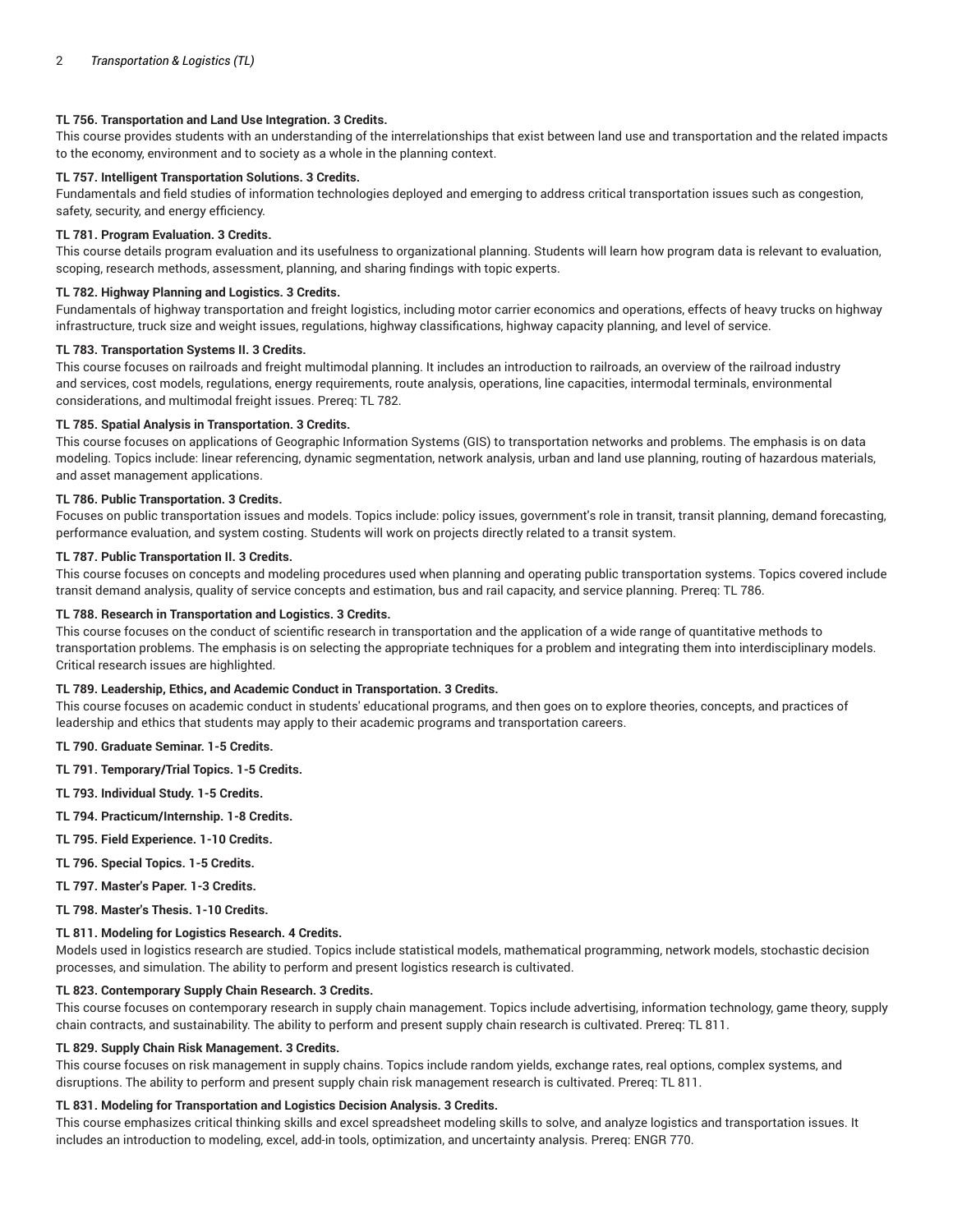**TL 756. Transportation and Land Use Integration. 3 Credits.**
This course provides students with an understanding of the interrelationships that exist between land use and transportation and the related impacts to the economy, environment and to society as a whole in the planning context.

**TL 757. Intelligent Transportation Solutions. 3 Credits.**
Fundamentals and field studies of information technologies deployed and emerging to address critical transportation issues such as congestion, safety, security, and energy efficiency.

**TL 781. Program Evaluation. 3 Credits.**
This course details program evaluation and its usefulness to organizational planning. Students will learn how program data is relevant to evaluation, scoping, research methods, assessment, planning, and sharing findings with topic experts.

**TL 782. Highway Planning and Logistics. 3 Credits.**
Fundamentals of highway transportation and freight logistics, including motor carrier economics and operations, effects of heavy trucks on highway infrastructure, truck size and weight issues, regulations, highway classifications, highway capacity planning, and level of service.

**TL 783. Transportation Systems II. 3 Credits.**
This course focuses on railroads and freight multimodal planning. It includes an introduction to railroads, an overview of the railroad industry and services, cost models, regulations, energy requirements, route analysis, operations, line capacities, intermodal terminals, environmental considerations, and multimodal freight issues. Prereq: TL 782.

**TL 785. Spatial Analysis in Transportation. 3 Credits.**
This course focuses on applications of Geographic Information Systems (GIS) to transportation networks and problems. The emphasis is on data modeling. Topics include: linear referencing, dynamic segmentation, network analysis, urban and land use planning, routing of hazardous materials, and asset management applications.

**TL 786. Public Transportation. 3 Credits.**
Focuses on public transportation issues and models. Topics include: policy issues, government's role in transit, transit planning, demand forecasting, performance evaluation, and system costing. Students will work on projects directly related to a transit system.

**TL 787. Public Transportation II. 3 Credits.**
This course focuses on concepts and modeling procedures used when planning and operating public transportation systems. Topics covered include transit demand analysis, quality of service concepts and estimation, bus and rail capacity, and service planning. Prereq: TL 786.

**TL 788. Research in Transportation and Logistics. 3 Credits.**
This course focuses on the conduct of scientific research in transportation and the application of a wide range of quantitative methods to transportation problems. The emphasis is on selecting the appropriate techniques for a problem and integrating them into interdisciplinary models. Critical research issues are highlighted.

**TL 789. Leadership, Ethics, and Academic Conduct in Transportation. 3 Credits.**
This course focuses on academic conduct in students' educational programs, and then goes on to explore theories, concepts, and practices of leadership and ethics that students may apply to their academic programs and transportation careers.

**TL 790. Graduate Seminar. 1-5 Credits.**

**TL 791. Temporary/Trial Topics. 1-5 Credits.**

**TL 793. Individual Study. 1-5 Credits.**

**TL 794. Practicum/Internship. 1-8 Credits.**

**TL 795. Field Experience. 1-10 Credits.**

**TL 796. Special Topics. 1-5 Credits.**

**TL 797. Master's Paper. 1-3 Credits.**

**TL 798. Master's Thesis. 1-10 Credits.**

**TL 811. Modeling for Logistics Research. 4 Credits.**
Models used in logistics research are studied. Topics include statistical models, mathematical programming, network models, stochastic decision processes, and simulation. The ability to perform and present logistics research is cultivated.

**TL 823. Contemporary Supply Chain Research. 3 Credits.**
This course focuses on contemporary research in supply chain management. Topics include advertising, information technology, game theory, supply chain contracts, and sustainability. The ability to perform and present supply chain research is cultivated. Prereq: TL 811.

**TL 829. Supply Chain Risk Management. 3 Credits.**
This course focuses on risk management in supply chains. Topics include random yields, exchange rates, real options, complex systems, and disruptions. The ability to perform and present supply chain risk management research is cultivated. Prereq: TL 811.

**TL 831. Modeling for Transportation and Logistics Decision Analysis. 3 Credits.**
This course emphasizes critical thinking skills and excel spreadsheet modeling skills to solve, and analyze logistics and transportation issues. It includes an introduction to modeling, excel, add-in tools, optimization, and uncertainty analysis. Prereq: ENGR 770.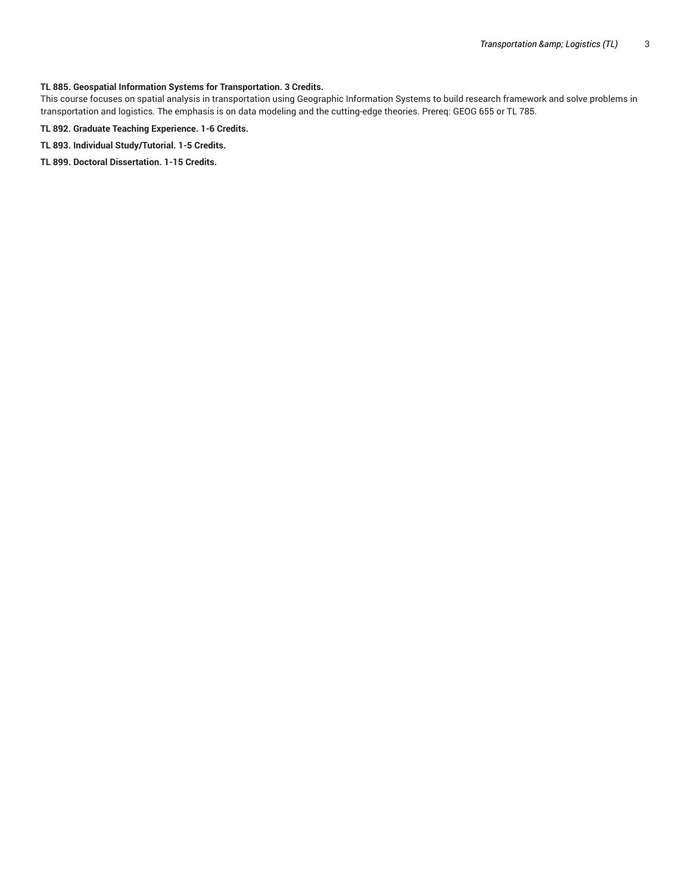**TL 885. Geospatial Information Systems for Transportation. 3 Credits.**
This course focuses on spatial analysis in transportation using Geographic Information Systems to build research framework and solve problems in transportation and logistics. The emphasis is on data modeling and the cutting-edge theories. Prereq: GEOG 655 or TL 785.

**TL 892. Graduate Teaching Experience. 1-6 Credits.**

**TL 893. Individual Study/Tutorial. 1-5 Credits.**

**TL 899. Doctoral Dissertation. 1-15 Credits.**